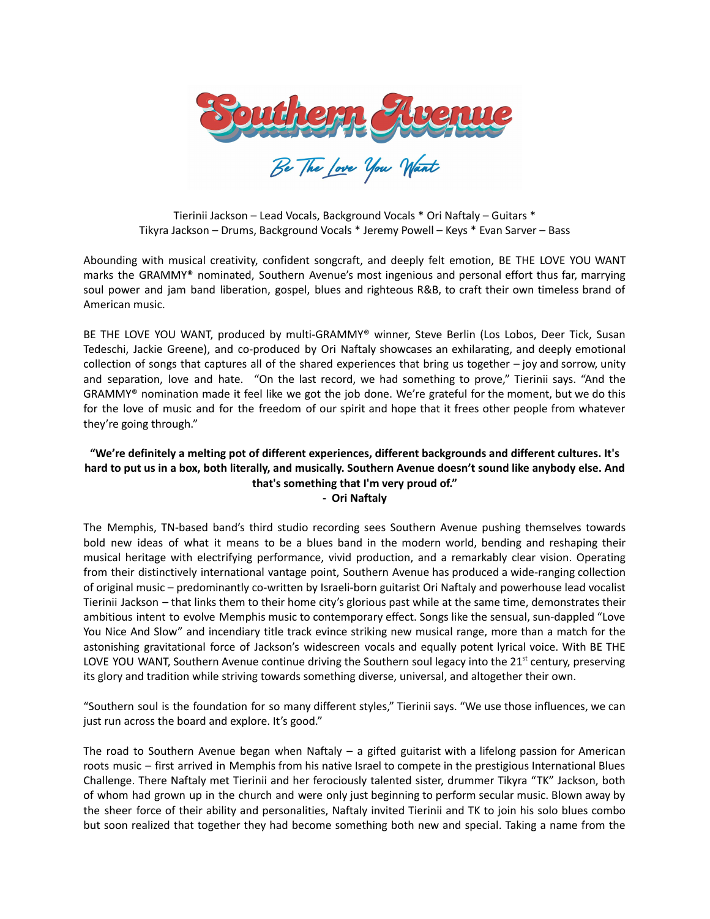# Southern Avenue

## Be The Love You Want

Tierinii Jackson – Lead Vocals, Background Vocals * Ori Naftaly – Guitars *
Tikyra Jackson – Drums, Background Vocals * Jeremy Powell – Keys * Evan Sarver – Bass

Abounding with musical creativity, confident songcraft, and deeply felt emotion, BE THE LOVE YOU WANT marks the GRAMMY® nominated, Southern Avenue's most ingenious and personal effort thus far, marrying soul power and jam band liberation, gospel, blues and righteous R&B, to craft their own timeless brand of American music.

BE THE LOVE YOU WANT, produced by multi-GRAMMY® winner, Steve Berlin (Los Lobos, Deer Tick, Susan Tedeschi, Jackie Greene), and co-produced by Ori Naftaly showcases an exhilarating, and deeply emotional collection of songs that captures all of the shared experiences that bring us together – joy and sorrow, unity and separation, love and hate. "On the last record, we had something to prove," Tierinii says. "And the GRAMMY® nomination made it feel like we got the job done. We're grateful for the moment, but we do this for the love of music and for the freedom of our spirit and hope that it frees other people from whatever they're going through."

**"We're definitely a melting pot of different experiences, different backgrounds and different cultures. It's hard to put us in a box, both literally, and musically. Southern Avenue doesn't sound like anybody else. And that's something that I'm very proud of."**
**- Ori Naftaly**

The Memphis, TN-based band's third studio recording sees Southern Avenue pushing themselves towards bold new ideas of what it means to be a blues band in the modern world, bending and reshaping their musical heritage with electrifying performance, vivid production, and a remarkably clear vision. Operating from their distinctively international vantage point, Southern Avenue has produced a wide-ranging collection of original music – predominantly co-written by Israeli-born guitarist Ori Naftaly and powerhouse lead vocalist Tierinii Jackson – that links them to their home city's glorious past while at the same time, demonstrates their ambitious intent to evolve Memphis music to contemporary effect. Songs like the sensual, sun-dappled "Love You Nice And Slow" and incendiary title track evince striking new musical range, more than a match for the astonishing gravitational force of Jackson's widescreen vocals and equally potent lyrical voice. With BE THE LOVE YOU WANT, Southern Avenue continue driving the Southern soul legacy into the 21st century, preserving its glory and tradition while striving towards something diverse, universal, and altogether their own.

"Southern soul is the foundation for so many different styles," Tierinii says. "We use those influences, we can just run across the board and explore. It's good."

The road to Southern Avenue began when Naftaly – a gifted guitarist with a lifelong passion for American roots music – first arrived in Memphis from his native Israel to compete in the prestigious International Blues Challenge. There Naftaly met Tierinii and her ferociously talented sister, drummer Tikyra "TK" Jackson, both of whom had grown up in the church and were only just beginning to perform secular music. Blown away by the sheer force of their ability and personalities, Naftaly invited Tierinii and TK to join his solo blues combo but soon realized that together they had become something both new and special. Taking a name from the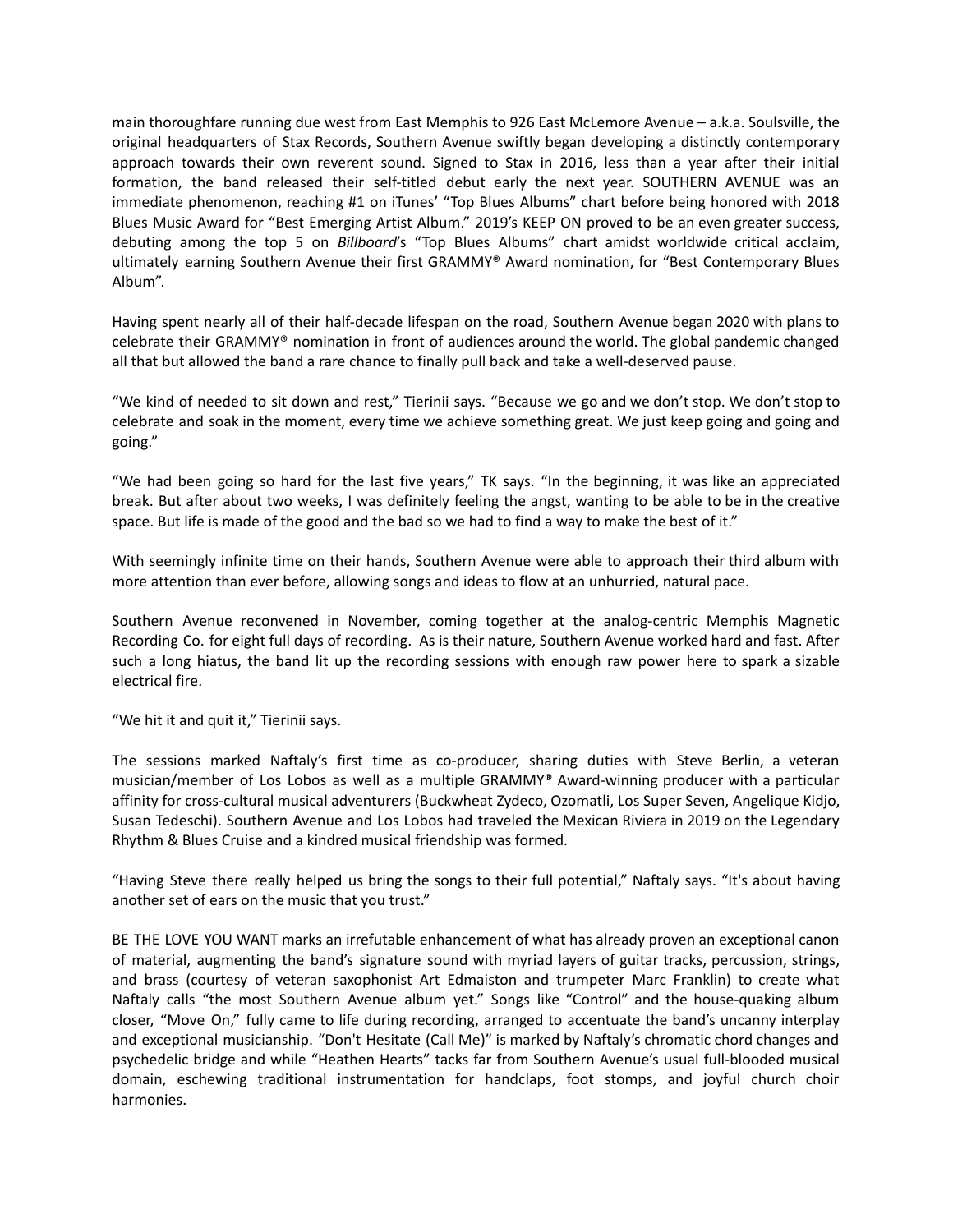main thoroughfare running due west from East Memphis to 926 East McLemore Avenue – a.k.a. Soulsville, the original headquarters of Stax Records, Southern Avenue swiftly began developing a distinctly contemporary approach towards their own reverent sound. Signed to Stax in 2016, less than a year after their initial formation, the band released their self-titled debut early the next year. SOUTHERN AVENUE was an immediate phenomenon, reaching #1 on iTunes' "Top Blues Albums" chart before being honored with 2018 Blues Music Award for "Best Emerging Artist Album." 2019's KEEP ON proved to be an even greater success, debuting among the top 5 on *Billboard*'s "Top Blues Albums" chart amidst worldwide critical acclaim, ultimately earning Southern Avenue their first GRAMMY® Award nomination, for "Best Contemporary Blues Album".

Having spent nearly all of their half-decade lifespan on the road, Southern Avenue began 2020 with plans to celebrate their GRAMMY® nomination in front of audiences around the world. The global pandemic changed all that but allowed the band a rare chance to finally pull back and take a well-deserved pause.

"We kind of needed to sit down and rest," Tierinii says. "Because we go and we don't stop. We don't stop to celebrate and soak in the moment, every time we achieve something great. We just keep going and going and going."

"We had been going so hard for the last five years," TK says. "In the beginning, it was like an appreciated break. But after about two weeks, I was definitely feeling the angst, wanting to be able to be in the creative space. But life is made of the good and the bad so we had to find a way to make the best of it."

With seemingly infinite time on their hands, Southern Avenue were able to approach their third album with more attention than ever before, allowing songs and ideas to flow at an unhurried, natural pace.

Southern Avenue reconvened in November, coming together at the analog-centric Memphis Magnetic Recording Co. for eight full days of recording. As is their nature, Southern Avenue worked hard and fast. After such a long hiatus, the band lit up the recording sessions with enough raw power here to spark a sizable electrical fire.

"We hit it and quit it," Tierinii says.

The sessions marked Naftaly's first time as co-producer, sharing duties with Steve Berlin, a veteran musician/member of Los Lobos as well as a multiple GRAMMY® Award-winning producer with a particular affinity for cross-cultural musical adventurers (Buckwheat Zydeco, Ozomatli, Los Super Seven, Angelique Kidjo, Susan Tedeschi). Southern Avenue and Los Lobos had traveled the Mexican Riviera in 2019 on the Legendary Rhythm & Blues Cruise and a kindred musical friendship was formed.

"Having Steve there really helped us bring the songs to their full potential," Naftaly says. "It's about having another set of ears on the music that you trust."

BE THE LOVE YOU WANT marks an irrefutable enhancement of what has already proven an exceptional canon of material, augmenting the band's signature sound with myriad layers of guitar tracks, percussion, strings, and brass (courtesy of veteran saxophonist Art Edmaiston and trumpeter Marc Franklin) to create what Naftaly calls "the most Southern Avenue album yet." Songs like "Control" and the house-quaking album closer, "Move On," fully came to life during recording, arranged to accentuate the band's uncanny interplay and exceptional musicianship. "Don't Hesitate (Call Me)" is marked by Naftaly's chromatic chord changes and psychedelic bridge and while "Heathen Hearts" tacks far from Southern Avenue's usual full-blooded musical domain, eschewing traditional instrumentation for handclaps, foot stomps, and joyful church choir harmonies.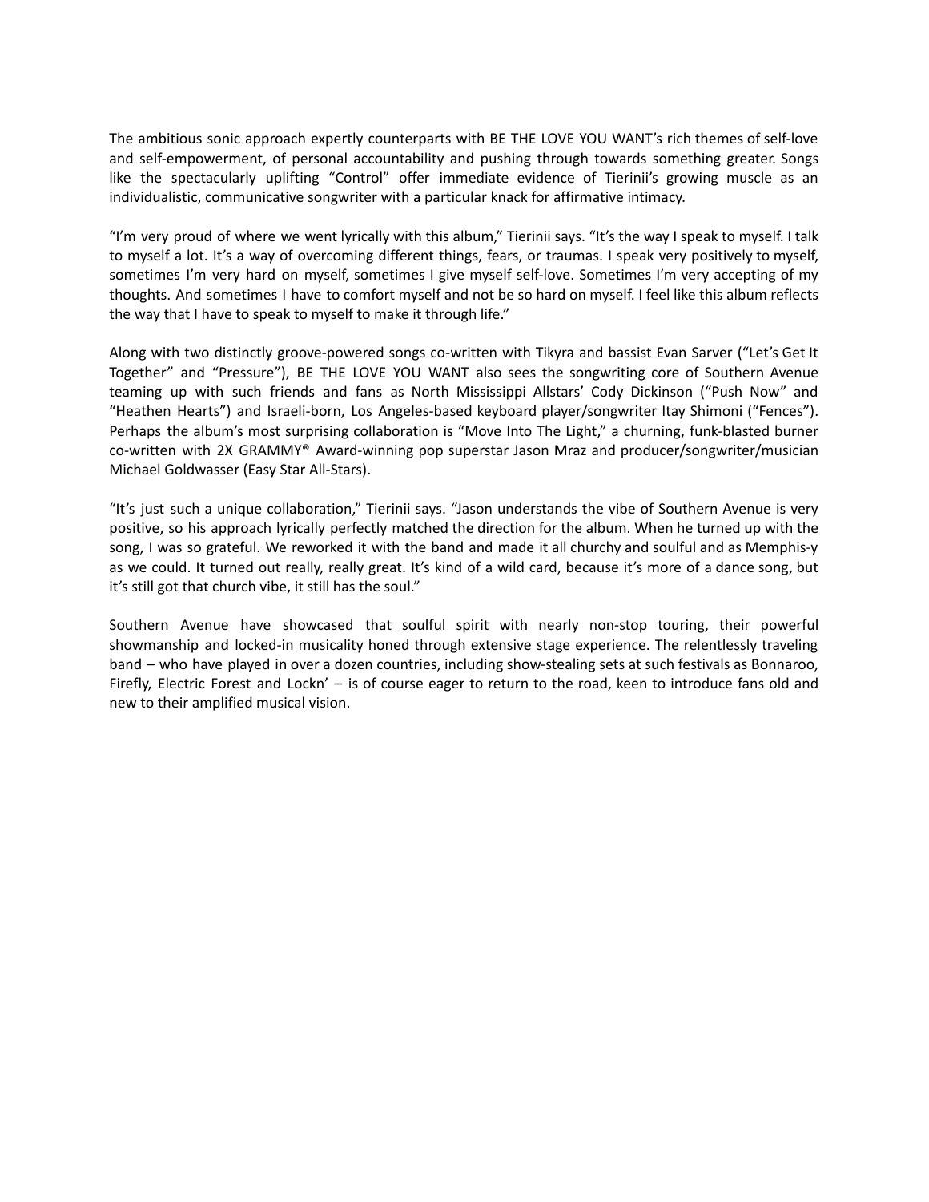The ambitious sonic approach expertly counterparts with BE THE LOVE YOU WANT's rich themes of self-love and self-empowerment, of personal accountability and pushing through towards something greater. Songs like the spectacularly uplifting "Control" offer immediate evidence of Tierinii's growing muscle as an individualistic, communicative songwriter with a particular knack for affirmative intimacy.

"I'm very proud of where we went lyrically with this album," Tierinii says. "It's the way I speak to myself. I talk to myself a lot. It's a way of overcoming different things, fears, or traumas. I speak very positively to myself, sometimes I'm very hard on myself, sometimes I give myself self-love. Sometimes I'm very accepting of my thoughts. And sometimes I have to comfort myself and not be so hard on myself. I feel like this album reflects the way that I have to speak to myself to make it through life."

Along with two distinctly groove-powered songs co-written with Tikyra and bassist Evan Sarver ("Let's Get It Together" and "Pressure"), BE THE LOVE YOU WANT also sees the songwriting core of Southern Avenue teaming up with such friends and fans as North Mississippi Allstars' Cody Dickinson ("Push Now" and "Heathen Hearts") and Israeli-born, Los Angeles-based keyboard player/songwriter Itay Shimoni ("Fences"). Perhaps the album's most surprising collaboration is "Move Into The Light," a churning, funk-blasted burner co-written with 2X GRAMMY® Award-winning pop superstar Jason Mraz and producer/songwriter/musician Michael Goldwasser (Easy Star All-Stars).

"It's just such a unique collaboration," Tierinii says. "Jason understands the vibe of Southern Avenue is very positive, so his approach lyrically perfectly matched the direction for the album. When he turned up with the song, I was so grateful. We reworked it with the band and made it all churchy and soulful and as Memphis-y as we could. It turned out really, really great. It's kind of a wild card, because it's more of a dance song, but it's still got that church vibe, it still has the soul."

Southern Avenue have showcased that soulful spirit with nearly non-stop touring, their powerful showmanship and locked-in musicality honed through extensive stage experience. The relentlessly traveling band – who have played in over a dozen countries, including show-stealing sets at such festivals as Bonnaroo, Firefly, Electric Forest and Lockn' – is of course eager to return to the road, keen to introduce fans old and new to their amplified musical vision.